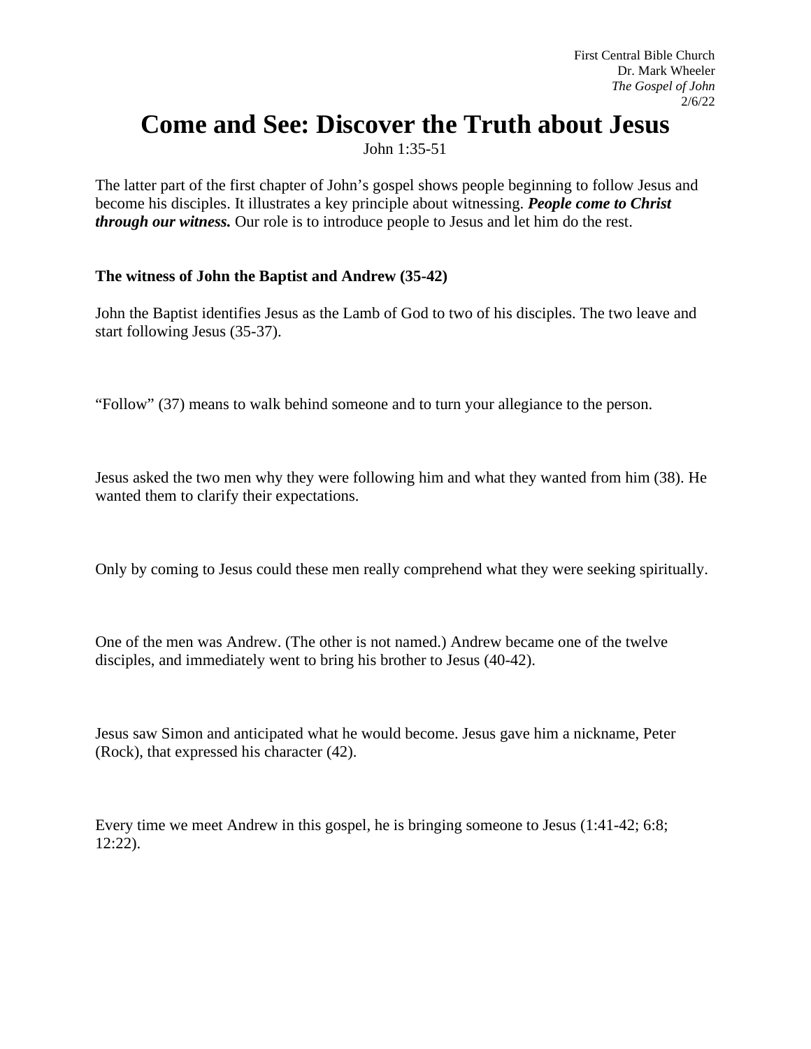First Central Bible Church
Dr. Mark Wheeler
*The Gospel of John*
2/6/22

# Come and See: Discover the Truth about Jesus

John 1:35-51

The latter part of the first chapter of John's gospel shows people beginning to follow Jesus and become his disciples. It illustrates a key principle about witnessing. ***People come to Christ through our witness.*** Our role is to introduce people to Jesus and let him do the rest.

**The witness of John the Baptist and Andrew (35-42)**

John the Baptist identifies Jesus as the Lamb of God to two of his disciples. The two leave and start following Jesus (35-37).

"Follow" (37) means to walk behind someone and to turn your allegiance to the person.

Jesus asked the two men why they were following him and what they wanted from him (38). He wanted them to clarify their expectations.

Only by coming to Jesus could these men really comprehend what they were seeking spiritually.

One of the men was Andrew. (The other is not named.) Andrew became one of the twelve disciples, and immediately went to bring his brother to Jesus (40-42).

Jesus saw Simon and anticipated what he would become. Jesus gave him a nickname, Peter (Rock), that expressed his character (42).

Every time we meet Andrew in this gospel, he is bringing someone to Jesus (1:41-42; 6:8; 12:22).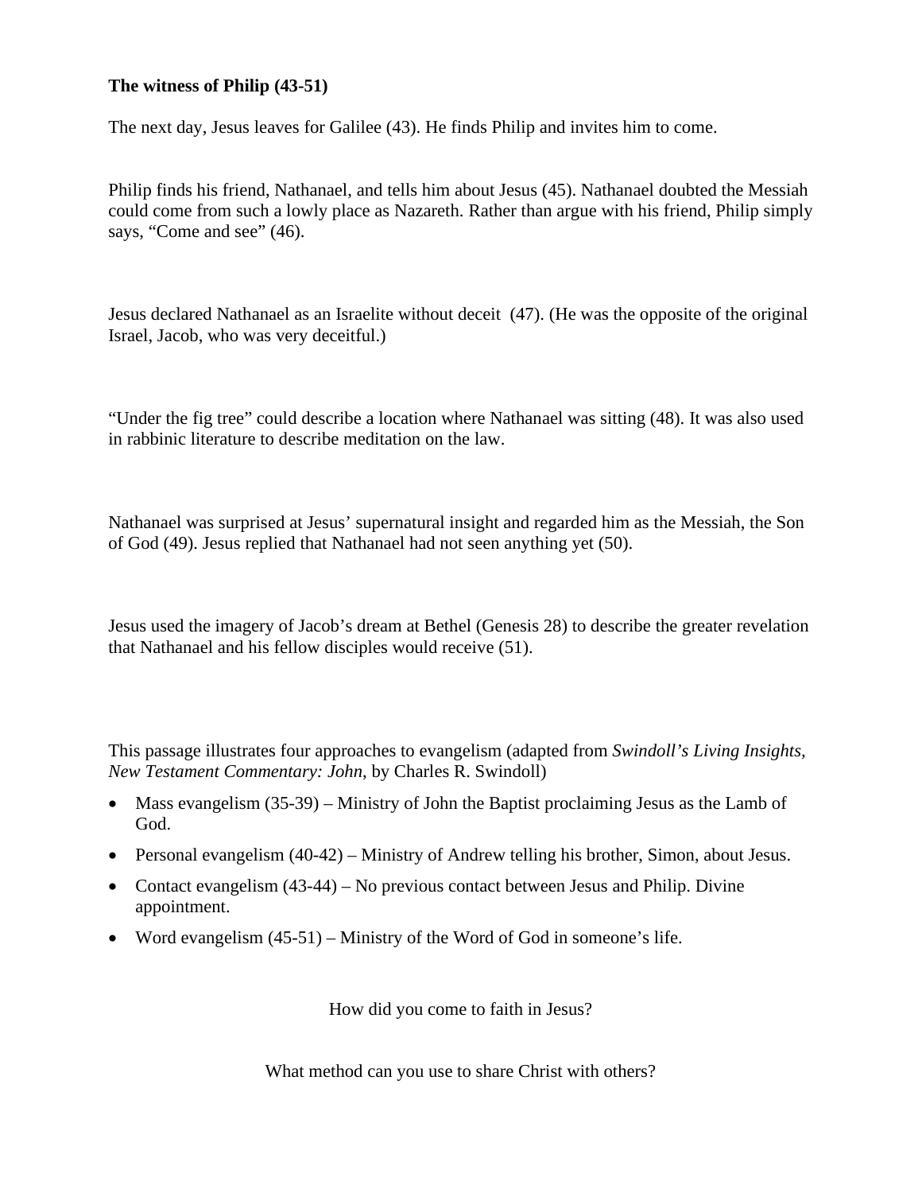**The witness of Philip (43-51)**

The next day, Jesus leaves for Galilee (43). He finds Philip and invites him to come.

Philip finds his friend, Nathanael, and tells him about Jesus (45). Nathanael doubted the Messiah could come from such a lowly place as Nazareth. Rather than argue with his friend, Philip simply says, “Come and see” (46).

Jesus declared Nathanael as an Israelite without deceit (47). (He was the opposite of the original Israel, Jacob, who was very deceitful.)

“Under the fig tree” could describe a location where Nathanael was sitting (48). It was also used in rabbinic literature to describe meditation on the law.

Nathanael was surprised at Jesus’ supernatural insight and regarded him as the Messiah, the Son of God (49). Jesus replied that Nathanael had not seen anything yet (50).

Jesus used the imagery of Jacob’s dream at Bethel (Genesis 28) to describe the greater revelation that Nathanael and his fellow disciples would receive (51).

This passage illustrates four approaches to evangelism (adapted from *Swindoll’s Living Insights, New Testament Commentary: John*, by Charles R. Swindoll)

- Mass evangelism (35-39) – Ministry of John the Baptist proclaiming Jesus as the Lamb of God.
- Personal evangelism (40-42) – Ministry of Andrew telling his brother, Simon, about Jesus.
- Contact evangelism (43-44) – No previous contact between Jesus and Philip. Divine appointment.
- Word evangelism (45-51) – Ministry of the Word of God in someone’s life.

How did you come to faith in Jesus?

What method can you use to share Christ with others?